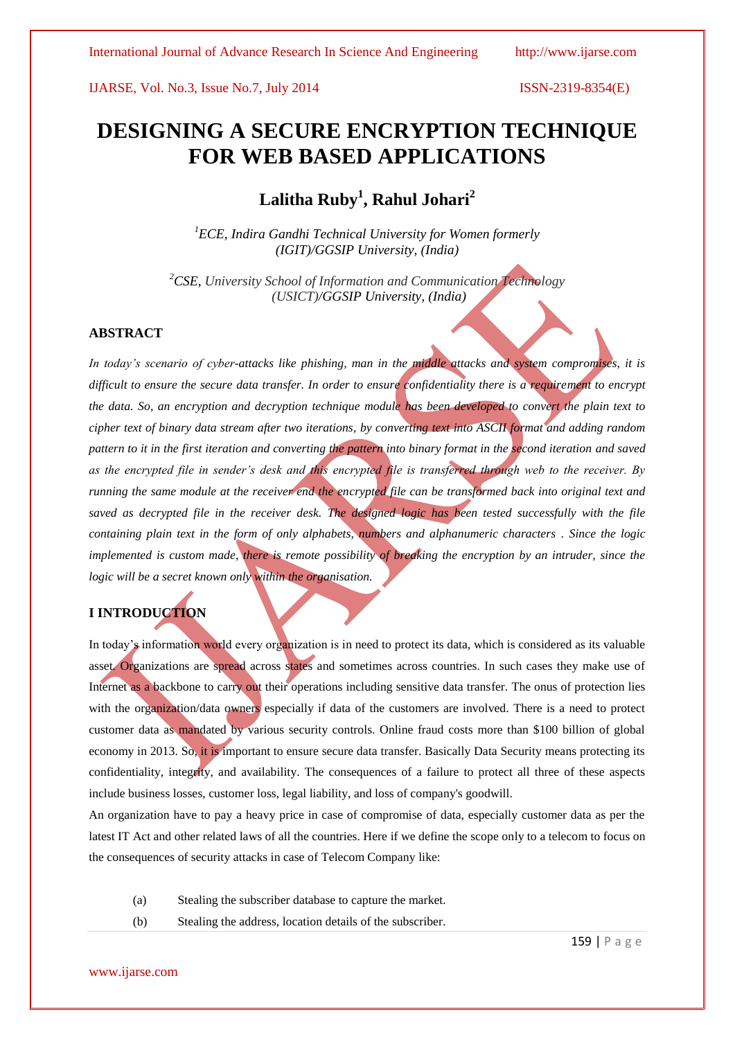# DESIGNING A SECURE ENCRYPTION TECHNIQUE FOR WEB BASED APPLICATIONS

**Lalitha Ruby[1], Rahul Johari[2]**

*[1]ECE, Indira Gandhi Technical University for Women formerly (IGIT)/GGSIP University, (India)*

*[2]CSE, University School of Information and Communication Technology (USICT)/GGSIP University, (India)*

## ABSTRACT

*In today's scenario of cyber-attacks like phishing, man in the middle attacks and system compromises, it is difficult to ensure the secure data transfer. In order to ensure confidentiality there is a requirement to encrypt the data. So, an encryption and decryption technique module has been developed to convert the plain text to cipher text of binary data stream after two iterations, by converting text into ASCII format and adding random pattern to it in the first iteration and converting the pattern into binary format in the second iteration and saved as the encrypted file in sender's desk and this encrypted file is transferred through web to the receiver. By running the same module at the receiver end the encrypted file can be transformed back into original text and saved as decrypted file in the receiver desk. The designed logic has been tested successfully with the file containing plain text in the form of only alphabets, numbers and alphanumeric characters . Since the logic implemented is custom made, there is remote possibility of breaking the encryption by an intruder, since the logic will be a secret known only within the organisation.*

## I INTRODUCTION

In today's information world every organization is in need to protect its data, which is considered as its valuable asset. Organizations are spread across states and sometimes across countries. In such cases they make use of Internet as a backbone to carry out their operations including sensitive data transfer. The onus of protection lies with the organization/data owners especially if data of the customers are involved. There is a need to protect customer data as mandated by various security controls. Online fraud costs more than $100 billion of global economy in 2013. So, it is important to ensure secure data transfer. Basically Data Security means protecting its confidentiality, integrity, and availability. The consequences of a failure to protect all three of these aspects include business losses, customer loss, legal liability, and loss of company's goodwill.

An organization have to pay a heavy price in case of compromise of data, especially customer data as per the latest IT Act and other related laws of all the countries. Here if we define the scope only to a telecom to focus on the consequences of security attacks in case of Telecom Company like:

(a) Stealing the subscriber database to capture the market.

(b) Stealing the address, location details of the subscriber.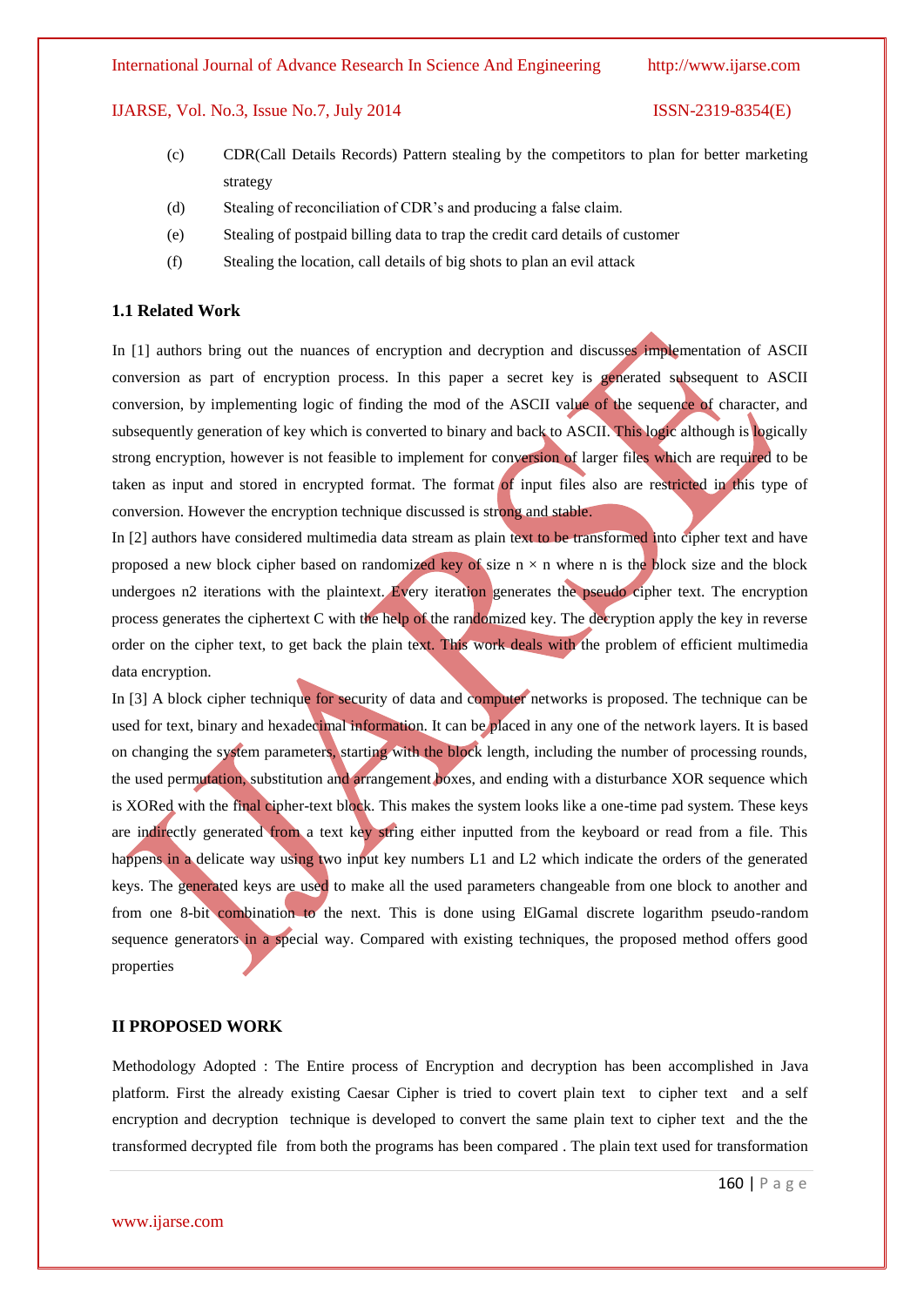(c) CDR(Call Details Records) Pattern stealing by the competitors to plan for better marketing strategy

(d) Stealing of reconciliation of CDR's and producing a false claim.

(e) Stealing of postpaid billing data to trap the credit card details of customer

(f) Stealing the location, call details of big shots to plan an evil attack

### 1.1 Related Work

In [1] authors bring out the nuances of encryption and decryption and discusses implementation of ASCII conversion as part of encryption process. In this paper a secret key is generated subsequent to ASCII conversion, by implementing logic of finding the mod of the ASCII value of the sequence of character, and subsequently generation of key which is converted to binary and back to ASCII. This logic although is logically strong encryption, however is not feasible to implement for conversion of larger files which are required to be taken as input and stored in encrypted format. The format of input files also are restricted in this type of conversion. However the encryption technique discussed is strong and stable.

In [2] authors have considered multimedia data stream as plain text to be transformed into cipher text and have proposed a new block cipher based on randomized key of size n × n where n is the block size and the block undergoes n2 iterations with the plaintext. Every iteration generates the pseudo cipher text. The encryption process generates the ciphertext C with the help of the randomized key. The decryption apply the key in reverse order on the cipher text, to get back the plain text. This work deals with the problem of efficient multimedia data encryption.

In [3] A block cipher technique for security of data and computer networks is proposed. The technique can be used for text, binary and hexadecimal information. It can be placed in any one of the network layers. It is based on changing the system parameters, starting with the block length, including the number of processing rounds, the used permutation, substitution and arrangement boxes, and ending with a disturbance XOR sequence which is XORed with the final cipher-text block. This makes the system looks like a one-time pad system. These keys are indirectly generated from a text key string either inputted from the keyboard or read from a file. This happens in a delicate way using two input key numbers L1 and L2 which indicate the orders of the generated keys. The generated keys are used to make all the used parameters changeable from one block to another and from one 8-bit combination to the next. This is done using ElGamal discrete logarithm pseudo-random sequence generators in a special way. Compared with existing techniques, the proposed method offers good properties

## II PROPOSED WORK

Methodology Adopted : The Entire process of Encryption and decryption has been accomplished in Java platform. First the already existing Caesar Cipher is tried to covert plain text to cipher text and a self encryption and decryption technique is developed to convert the same plain text to cipher text and the the transformed decrypted file from both the programs has been compared . The plain text used for transformation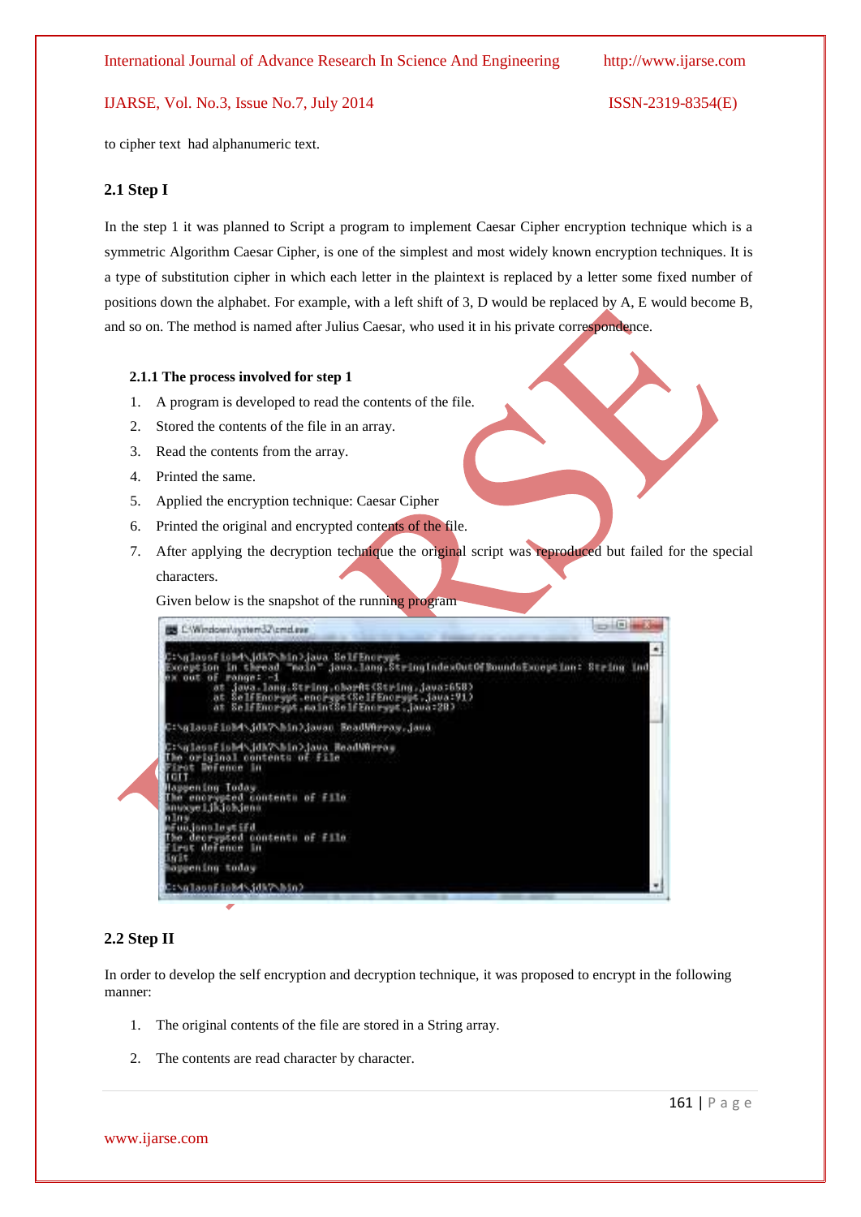to cipher text had alphanumeric text.

### 2.1 Step I

In the step 1 it was planned to Script a program to implement Caesar Cipher encryption technique which is a symmetric Algorithm Caesar Cipher, is one of the simplest and most widely known encryption techniques. It is a type of substitution cipher in which each letter in the plaintext is replaced by a letter some fixed number of positions down the alphabet. For example, with a left shift of 3, D would be replaced by A, E would become B, and so on. The method is named after Julius Caesar, who used it in his private correspondence.

#### 2.1.1 The process involved for step 1

1. A program is developed to read the contents of the file.
2. Stored the contents of the file in an array.
3. Read the contents from the array.
4. Printed the same.
5. Applied the encryption technique: Caesar Cipher
6. Printed the original and encrypted contents of the file.
7. After applying the decryption technique the original script was reproduced but failed for the special characters.

   Given below is the snapshot of the running program

### 2.2 Step II

In order to develop the self encryption and decryption technique, it was proposed to encrypt in the following manner:

1. The original contents of the file are stored in a String array.
2. The contents are read character by character.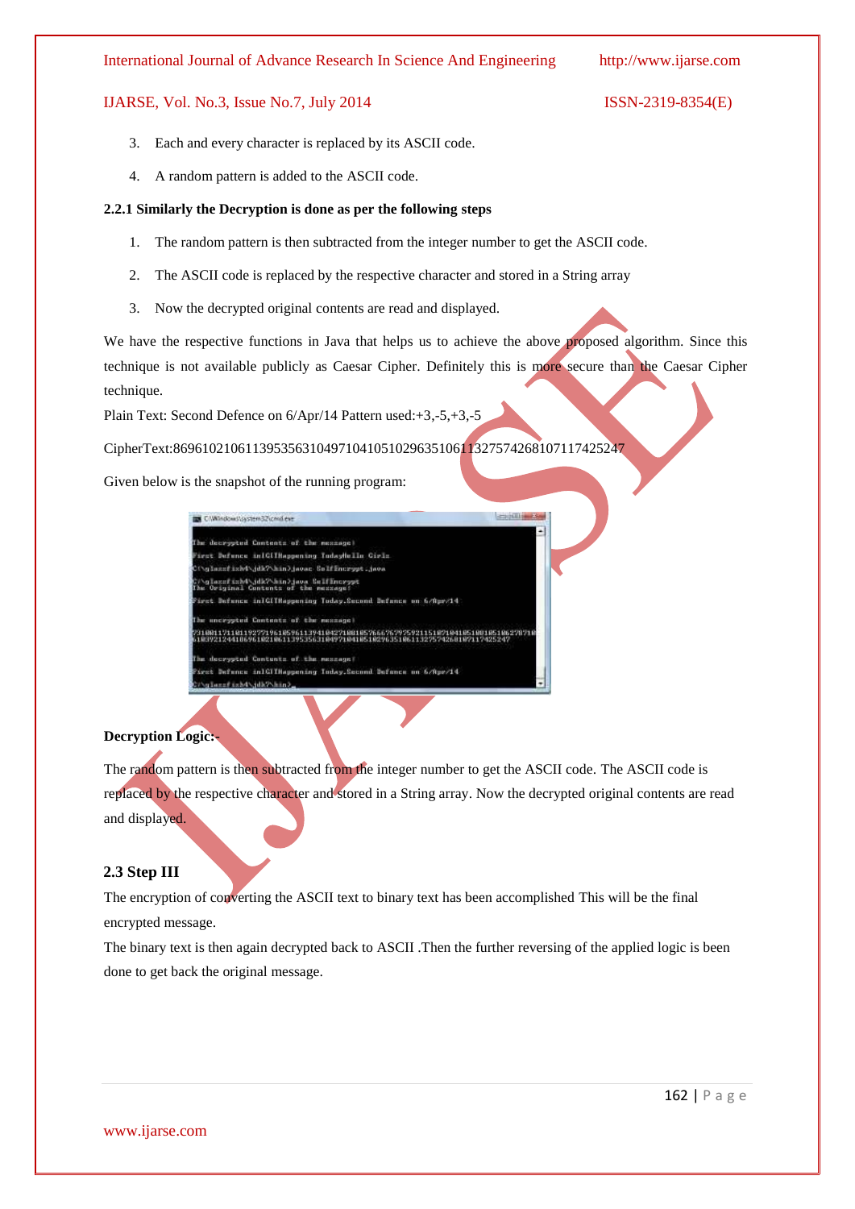3. Each and every character is replaced by its ASCII code.
4. A random pattern is added to the ASCII code.

**2.2.1 Similarly the Decryption is done as per the following steps**

1. The random pattern is then subtracted from the integer number to get the ASCII code.
2. The ASCII code is replaced by the respective character and stored in a String array
3. Now the decrypted original contents are read and displayed.

We have the respective functions in Java that helps us to achieve the above proposed algorithm. Since this technique is not available publicly as Caesar Cipher. Definitely this is more secure than the Caesar Cipher technique.

Plain Text: Second Defence on 6/Apr/14 Pattern used:+3,-5,+3,-5

CipherText:869610210611395356310497104105102963510611327574268107117425247

Given below is the snapshot of the running program:

**Decryption Logic:-**

The random pattern is then subtracted from the integer number to get the ASCII code. The ASCII code is replaced by the respective character and stored in a String array. Now the decrypted original contents are read and displayed.

### 2.3 Step III

The encryption of converting the ASCII text to binary text has been accomplished This will be the final encrypted message.

The binary text is then again decrypted back to ASCII .Then the further reversing of the applied logic is been done to get back the original message.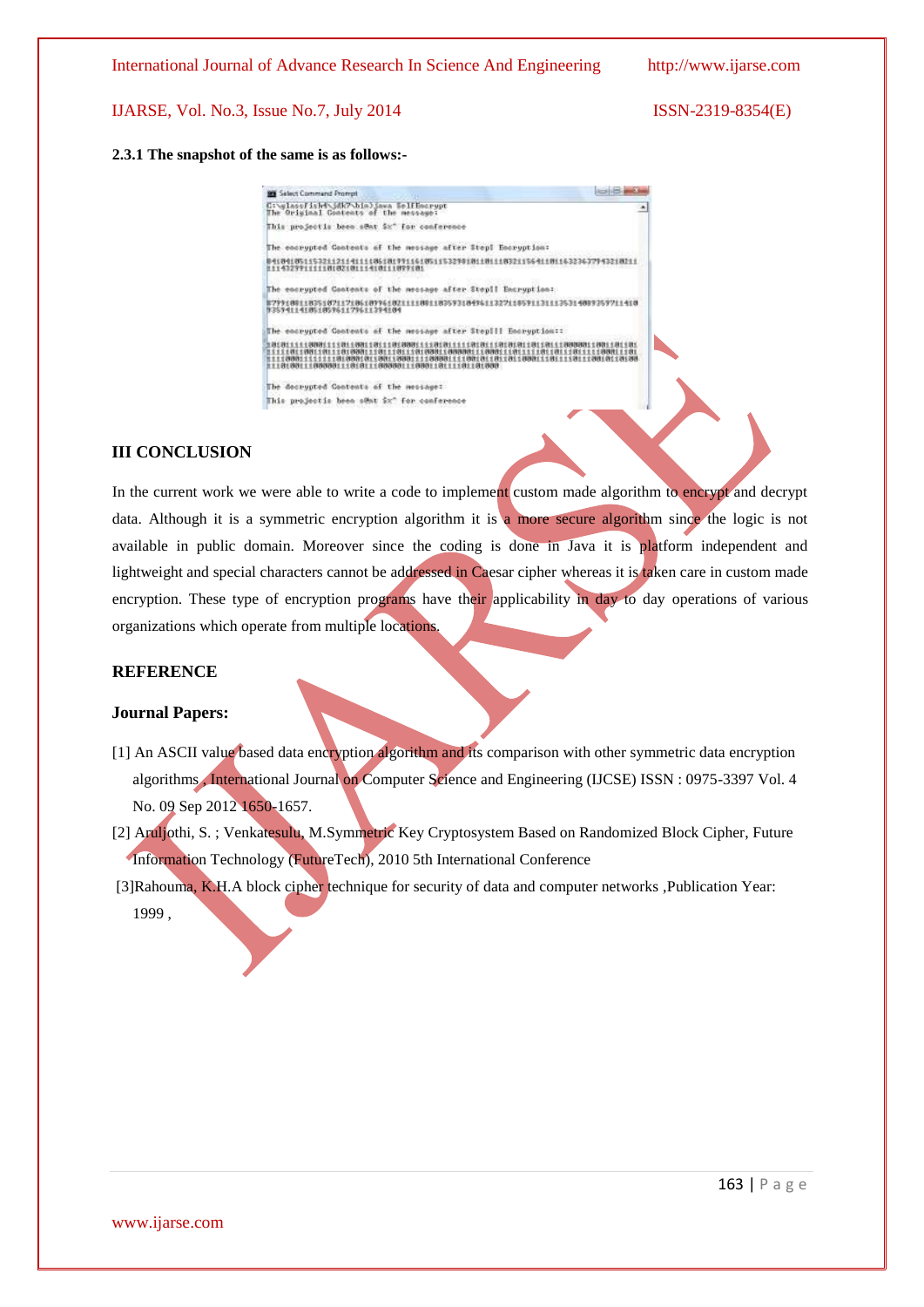**2.3.1 The snapshot of the same is as follows:-**

### III CONCLUSION

In the current work we were able to write a code to implement custom made algorithm to encrypt and decrypt data. Although it is a symmetric encryption algorithm it is a more secure algorithm since the logic is not available in public domain. Moreover since the coding is done in Java it is platform independent and lightweight and special characters cannot be addressed in Caesar cipher whereas it is taken care in custom made encryption. These type of encryption programs have their applicability in day to day operations of various organizations which operate from multiple locations.

### REFERENCE

**Journal Papers:**

[1] An ASCII value based data encryption algorithm and its comparison with other symmetric data encryption algorithms , International Journal on Computer Science and Engineering (IJCSE) ISSN : 0975-3397 Vol. 4 No. 09 Sep 2012 1650-1657.

[2] Aruljothi, S. ; Venkatesulu, M.Symmetric Key Cryptosystem Based on Randomized Block Cipher, Future Information Technology (FutureTech), 2010 5th International Conference

[3]Rahouma, K.H.A block cipher technique for security of data and computer networks ,Publication Year: 1999 ,